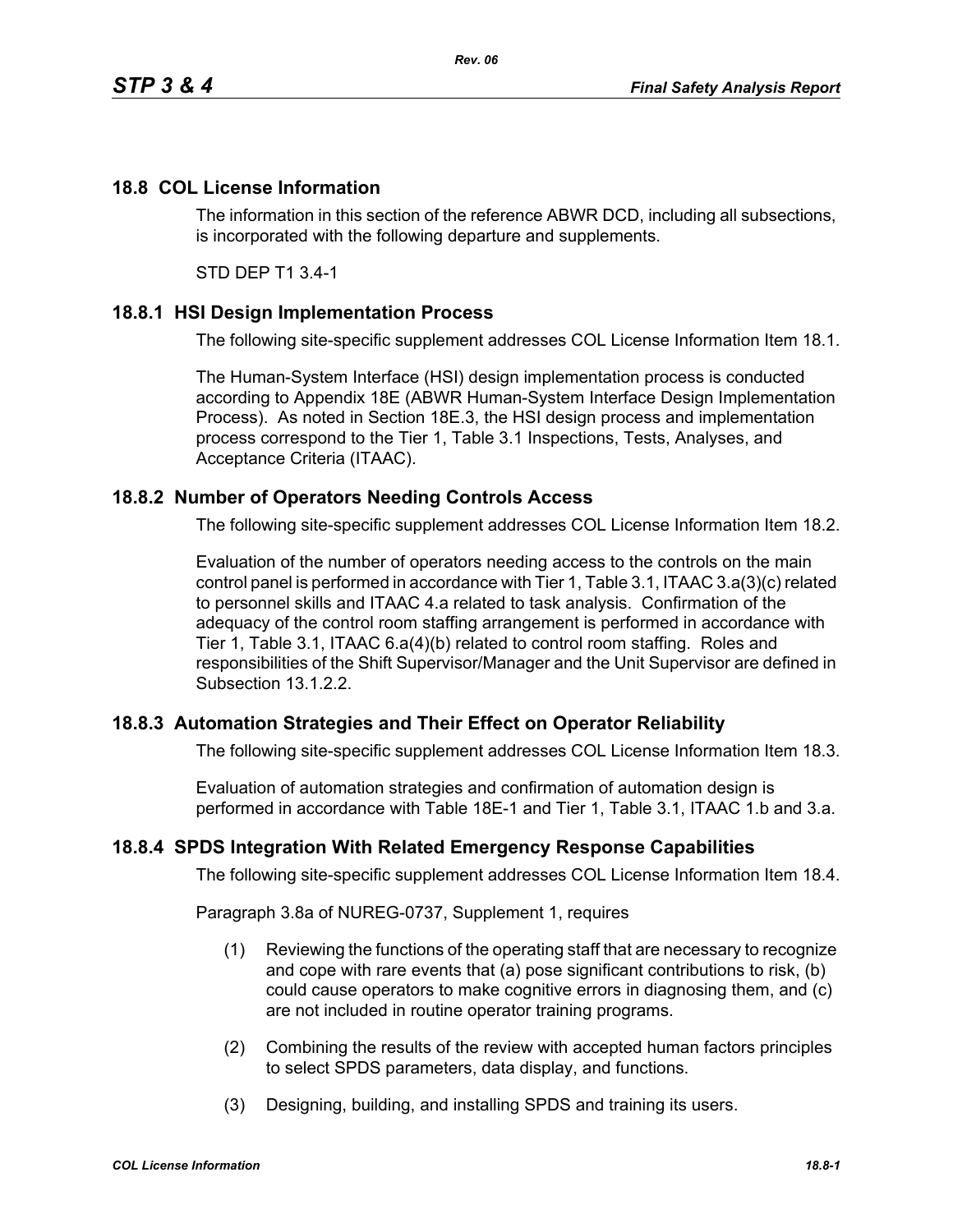## 18.8 COL License Information

The information in this section of the reference ABWR DCD, including all subsections, is incorporated with the following departure and supplements.

STD DEP T1 3.4-1

### 18.8.1 HSI Design Implementation Process

The following site-specific supplement addresses COL License Information Item 18.1.

The Human-System Interface (HSI) design implementation process is conducted according to Appendix 18E (ABWR Human-System Interface Design Implementation Process). As noted in Section 18E.3, the HSI design process and implementation process correspond to the Tier 1, Table 3.1 Inspections, Tests, Analyses, and Acceptance Criteria (ITAAC).

### 18.8.2 Number of Operators Needing Controls Access

The following site-specific supplement addresses COL License Information Item 18.2.

Evaluation of the number of operators needing access to the controls on the main control panel is performed in accordance with Tier 1, Table 3.1, ITAAC 3.a(3)(c) related to personnel skills and ITAAC 4.a related to task analysis. Confirmation of the adequacy of the control room staffing arrangement is performed in accordance with Tier 1, Table 3.1, ITAAC 6.a(4)(b) related to control room staffing. Roles and responsibilities of the Shift Supervisor/Manager and the Unit Supervisor are defined in Subsection 13.1.2.2.

### 18.8.3 Automation Strategies and Their Effect on Operator Reliability

The following site-specific supplement addresses COL License Information Item 18.3.

Evaluation of automation strategies and confirmation of automation design is performed in accordance with Table 18E-1 and Tier 1, Table 3.1, ITAAC 1.b and 3.a.

### 18.8.4 SPDS Integration With Related Emergency Response Capabilities

The following site-specific supplement addresses COL License Information Item 18.4.

Paragraph 3.8a of NUREG-0737, Supplement 1, requires

(1) Reviewing the functions of the operating staff that are necessary to recognize and cope with rare events that (a) pose significant contributions to risk, (b) could cause operators to make cognitive errors in diagnosing them, and (c) are not included in routine operator training programs.

(2) Combining the results of the review with accepted human factors principles to select SPDS parameters, data display, and functions.

(3) Designing, building, and installing SPDS and training its users.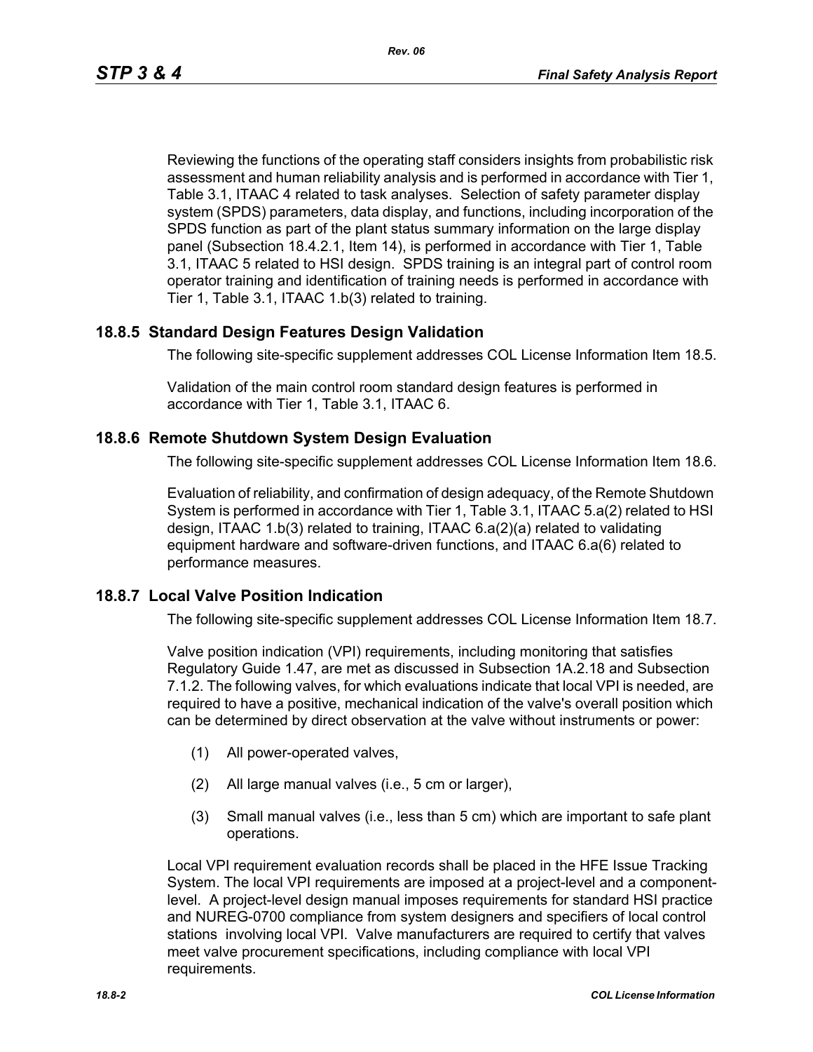Reviewing the functions of the operating staff considers insights from probabilistic risk assessment and human reliability analysis and is performed in accordance with Tier 1, Table 3.1, ITAAC 4 related to task analyses. Selection of safety parameter display system (SPDS) parameters, data display, and functions, including incorporation of the SPDS function as part of the plant status summary information on the large display panel (Subsection 18.4.2.1, Item 14), is performed in accordance with Tier 1, Table 3.1, ITAAC 5 related to HSI design. SPDS training is an integral part of control room operator training and identification of training needs is performed in accordance with Tier 1, Table 3.1, ITAAC 1.b(3) related to training.

## 18.8.5 Standard Design Features Design Validation

The following site-specific supplement addresses COL License Information Item 18.5.

Validation of the main control room standard design features is performed in accordance with Tier 1, Table 3.1, ITAAC 6.

## 18.8.6 Remote Shutdown System Design Evaluation

The following site-specific supplement addresses COL License Information Item 18.6.

Evaluation of reliability, and confirmation of design adequacy, of the Remote Shutdown System is performed in accordance with Tier 1, Table 3.1, ITAAC 5.a(2) related to HSI design, ITAAC 1.b(3) related to training, ITAAC 6.a(2)(a) related to validating equipment hardware and software-driven functions, and ITAAC 6.a(6) related to performance measures.

## 18.8.7 Local Valve Position Indication

The following site-specific supplement addresses COL License Information Item 18.7.

Valve position indication (VPI) requirements, including monitoring that satisfies Regulatory Guide 1.47, are met as discussed in Subsection 1A.2.18 and Subsection 7.1.2. The following valves, for which evaluations indicate that local VPI is needed, are required to have a positive, mechanical indication of the valve's overall position which can be determined by direct observation at the valve without instruments or power:

(1) All power-operated valves,

(2) All large manual valves (i.e., 5 cm or larger),

(3) Small manual valves (i.e., less than 5 cm) which are important to safe plant operations.

Local VPI requirement evaluation records shall be placed in the HFE Issue Tracking System. The local VPI requirements are imposed at a project-level and a component-level. A project-level design manual imposes requirements for standard HSI practice and NUREG-0700 compliance from system designers and specifiers of local control stations involving local VPI. Valve manufacturers are required to certify that valves meet valve procurement specifications, including compliance with local VPI requirements.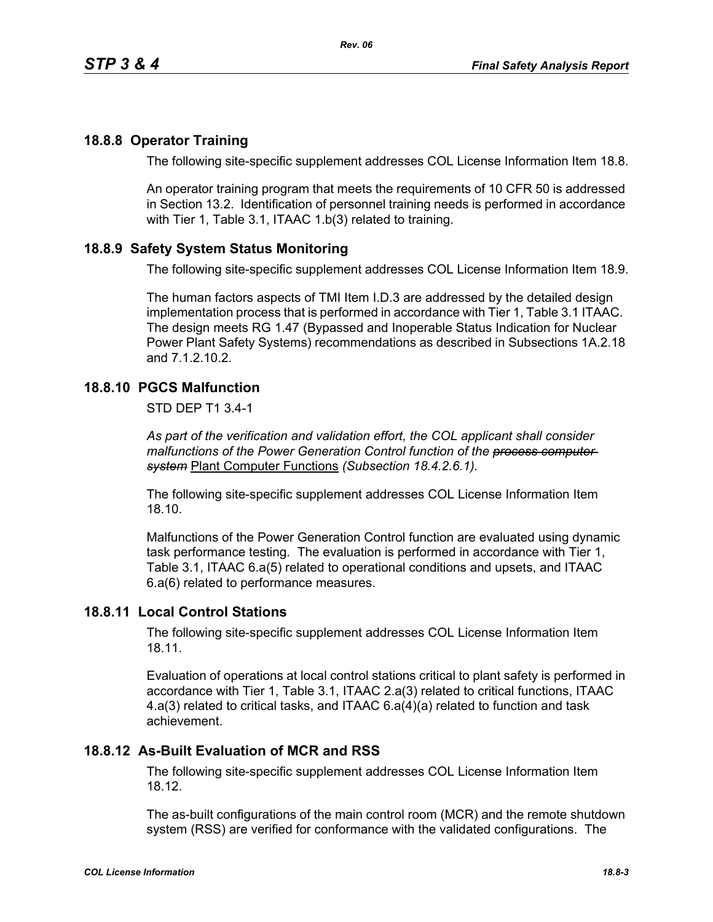## 18.8.8 Operator Training

The following site-specific supplement addresses COL License Information Item 18.8.

An operator training program that meets the requirements of 10 CFR 50 is addressed in Section 13.2. Identification of personnel training needs is performed in accordance with Tier 1, Table 3.1, ITAAC 1.b(3) related to training.

## 18.8.9 Safety System Status Monitoring

The following site-specific supplement addresses COL License Information Item 18.9.

The human factors aspects of TMI Item I.D.3 are addressed by the detailed design implementation process that is performed in accordance with Tier 1, Table 3.1 ITAAC. The design meets RG 1.47 (Bypassed and Inoperable Status Indication for Nuclear Power Plant Safety Systems) recommendations as described in Subsections 1A.2.18 and 7.1.2.10.2.

## 18.8.10 PGCS Malfunction

STD DEP T1 3.4-1

*As part of the verification and validation effort, the COL applicant shall consider malfunctions of the Power Generation Control function of the ~~process computer system~~* Plant Computer Functions *(Subsection 18.4.2.6.1).*

The following site-specific supplement addresses COL License Information Item 18.10.

Malfunctions of the Power Generation Control function are evaluated using dynamic task performance testing. The evaluation is performed in accordance with Tier 1, Table 3.1, ITAAC 6.a(5) related to operational conditions and upsets, and ITAAC 6.a(6) related to performance measures.

## 18.8.11 Local Control Stations

The following site-specific supplement addresses COL License Information Item 18.11.

Evaluation of operations at local control stations critical to plant safety is performed in accordance with Tier 1, Table 3.1, ITAAC 2.a(3) related to critical functions, ITAAC 4.a(3) related to critical tasks, and ITAAC 6.a(4)(a) related to function and task achievement.

## 18.8.12 As-Built Evaluation of MCR and RSS

The following site-specific supplement addresses COL License Information Item 18.12.

The as-built configurations of the main control room (MCR) and the remote shutdown system (RSS) are verified for conformance with the validated configurations. The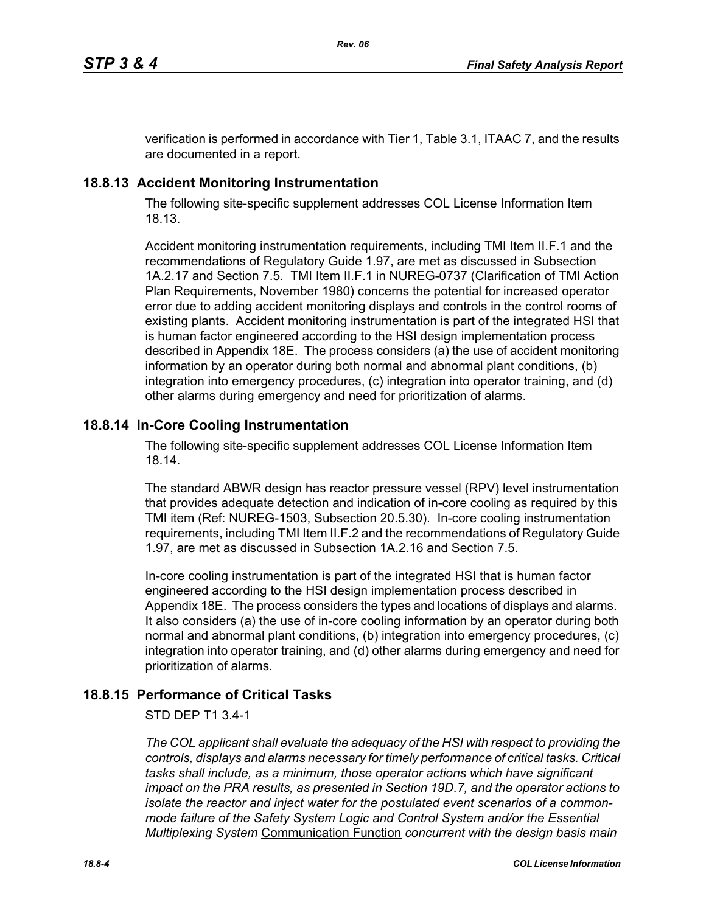verification is performed in accordance with Tier 1, Table 3.1, ITAAC 7, and the results are documented in a report.

## 18.8.13 Accident Monitoring Instrumentation

The following site-specific supplement addresses COL License Information Item 18.13.

Accident monitoring instrumentation requirements, including TMI Item II.F.1 and the recommendations of Regulatory Guide 1.97, are met as discussed in Subsection 1A.2.17 and Section 7.5. TMI Item II.F.1 in NUREG-0737 (Clarification of TMI Action Plan Requirements, November 1980) concerns the potential for increased operator error due to adding accident monitoring displays and controls in the control rooms of existing plants. Accident monitoring instrumentation is part of the integrated HSI that is human factor engineered according to the HSI design implementation process described in Appendix 18E. The process considers (a) the use of accident monitoring information by an operator during both normal and abnormal plant conditions, (b) integration into emergency procedures, (c) integration into operator training, and (d) other alarms during emergency and need for prioritization of alarms.

## 18.8.14 In-Core Cooling Instrumentation

The following site-specific supplement addresses COL License Information Item 18.14.

The standard ABWR design has reactor pressure vessel (RPV) level instrumentation that provides adequate detection and indication of in-core cooling as required by this TMI item (Ref: NUREG-1503, Subsection 20.5.30). In-core cooling instrumentation requirements, including TMI Item II.F.2 and the recommendations of Regulatory Guide 1.97, are met as discussed in Subsection 1A.2.16 and Section 7.5.

In-core cooling instrumentation is part of the integrated HSI that is human factor engineered according to the HSI design implementation process described in Appendix 18E. The process considers the types and locations of displays and alarms. It also considers (a) the use of in-core cooling information by an operator during both normal and abnormal plant conditions, (b) integration into emergency procedures, (c) integration into operator training, and (d) other alarms during emergency and need for prioritization of alarms.

## 18.8.15 Performance of Critical Tasks

STD DEP T1 3.4-1

*The COL applicant shall evaluate the adequacy of the HSI with respect to providing the controls, displays and alarms necessary for timely performance of critical tasks. Critical tasks shall include, as a minimum, those operator actions which have significant impact on the PRA results, as presented in Section 19D.7, and the operator actions to isolate the reactor and inject water for the postulated event scenarios of a common-mode failure of the Safety System Logic and Control System and/or the Essential ~~Multiplexing System~~* Communication Function *concurrent with the design basis main*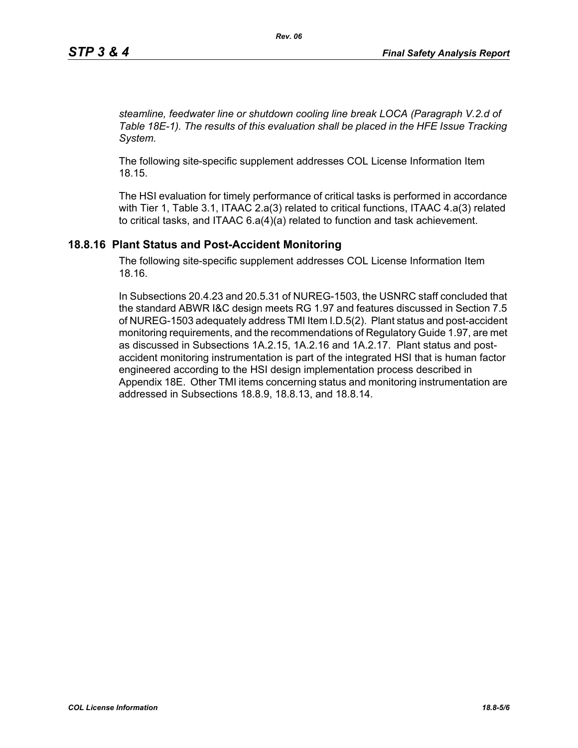*steamline, feedwater line or shutdown cooling line break LOCA (Paragraph V.2.d of Table 18E-1). The results of this evaluation shall be placed in the HFE Issue Tracking System.*

The following site-specific supplement addresses COL License Information Item 18.15.

The HSI evaluation for timely performance of critical tasks is performed in accordance with Tier 1, Table 3.1, ITAAC 2.a(3) related to critical functions, ITAAC 4.a(3) related to critical tasks, and ITAAC 6.a(4)(a) related to function and task achievement.

### 18.8.16 Plant Status and Post-Accident Monitoring

The following site-specific supplement addresses COL License Information Item 18.16.

In Subsections 20.4.23 and 20.5.31 of NUREG-1503, the USNRC staff concluded that the standard ABWR I&C design meets RG 1.97 and features discussed in Section 7.5 of NUREG-1503 adequately address TMI Item I.D.5(2). Plant status and post-accident monitoring requirements, and the recommendations of Regulatory Guide 1.97, are met as discussed in Subsections 1A.2.15, 1A.2.16 and 1A.2.17. Plant status and post-accident monitoring instrumentation is part of the integrated HSI that is human factor engineered according to the HSI design implementation process described in Appendix 18E. Other TMI items concerning status and monitoring instrumentation are addressed in Subsections 18.8.9, 18.8.13, and 18.8.14.